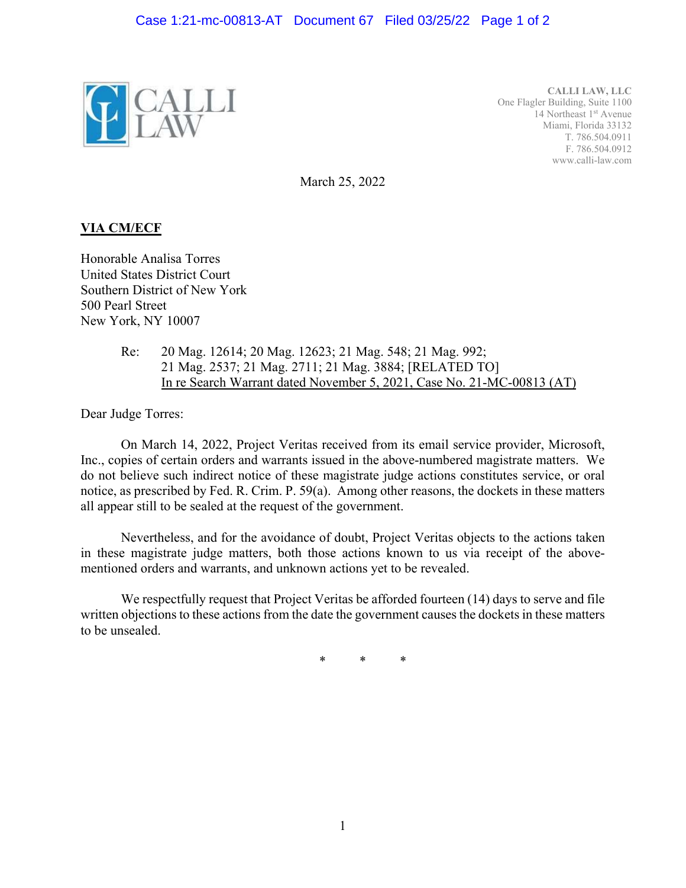CALLI LAW

**CALLI LAW, LLC**
One Flagler Building, Suite 1100
14 Northeast 1st Avenue
Miami, Florida 33132
T. 786.504.0911
F. 786.504.0912
www.calli-law.com

March 25, 2022

**VIA CM/ECF**

Honorable Analisa Torres
United States District Court
Southern District of New York
500 Pearl Street
New York, NY 10007

Re: 20 Mag. 12614; 20 Mag. 12623; 21 Mag. 548; 21 Mag. 992; 21 Mag. 2537; 21 Mag. 2711; 21 Mag. 3884; [RELATED TO] In re Search Warrant dated November 5, 2021, Case No. 21-MC-00813 (AT)

Dear Judge Torres:

On March 14, 2022, Project Veritas received from its email service provider, Microsoft, Inc., copies of certain orders and warrants issued in the above-numbered magistrate matters. We do not believe such indirect notice of these magistrate judge actions constitutes service, or oral notice, as prescribed by Fed. R. Crim. P. 59(a). Among other reasons, the dockets in these matters all appear still to be sealed at the request of the government.

Nevertheless, and for the avoidance of doubt, Project Veritas objects to the actions taken in these magistrate judge matters, both those actions known to us via receipt of the above-mentioned orders and warrants, and unknown actions yet to be revealed.

We respectfully request that Project Veritas be afforded fourteen (14) days to serve and file written objections to these actions from the date the government causes the dockets in these matters to be unsealed.

\* \* \*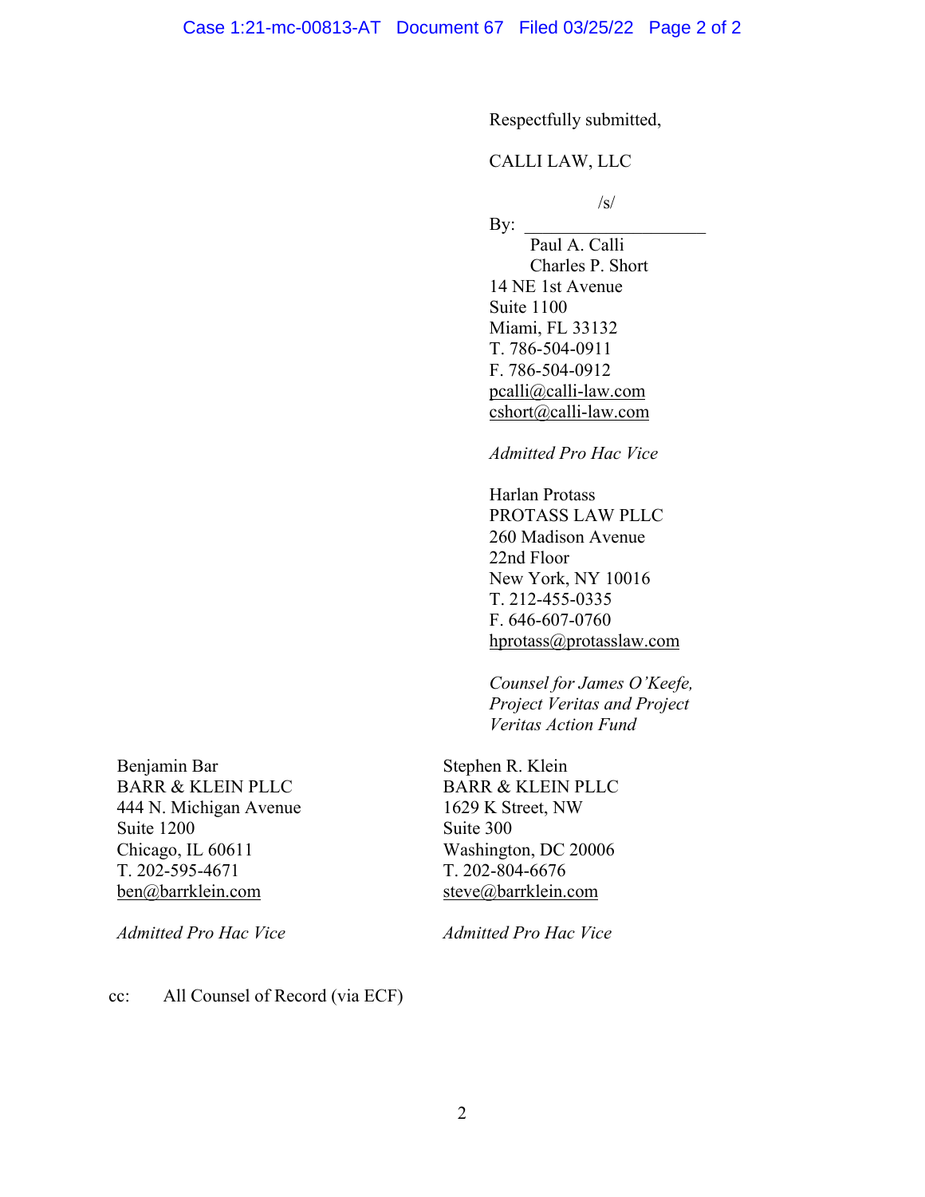Respectfully submitted,

CALLI LAW, LLC

/s/

By: ____________________

Paul A. Calli
Charles P. Short
14 NE 1st Avenue
Suite 1100
Miami, FL 33132
T. 786-504-0911
F. 786-504-0912
pcalli@calli-law.com
cshort@calli-law.com

*Admitted Pro Hac Vice*

Harlan Protass
PROTASS LAW PLLC
260 Madison Avenue
22nd Floor
New York, NY 10016
T. 212-455-0335
F. 646-607-0760
hprotass@protasslaw.com

*Counsel for James O'Keefe, Project Veritas and Project Veritas Action Fund*

Benjamin Bar
BARR & KLEIN PLLC
444 N. Michigan Avenue
Suite 1200
Chicago, IL 60611
T. 202-595-4671
ben@barrklein.com

*Admitted Pro Hac Vice*

Stephen R. Klein
BARR & KLEIN PLLC
1629 K Street, NW
Suite 300
Washington, DC 20006
T. 202-804-6676
steve@barrklein.com

*Admitted Pro Hac Vice*

cc: All Counsel of Record (via ECF)